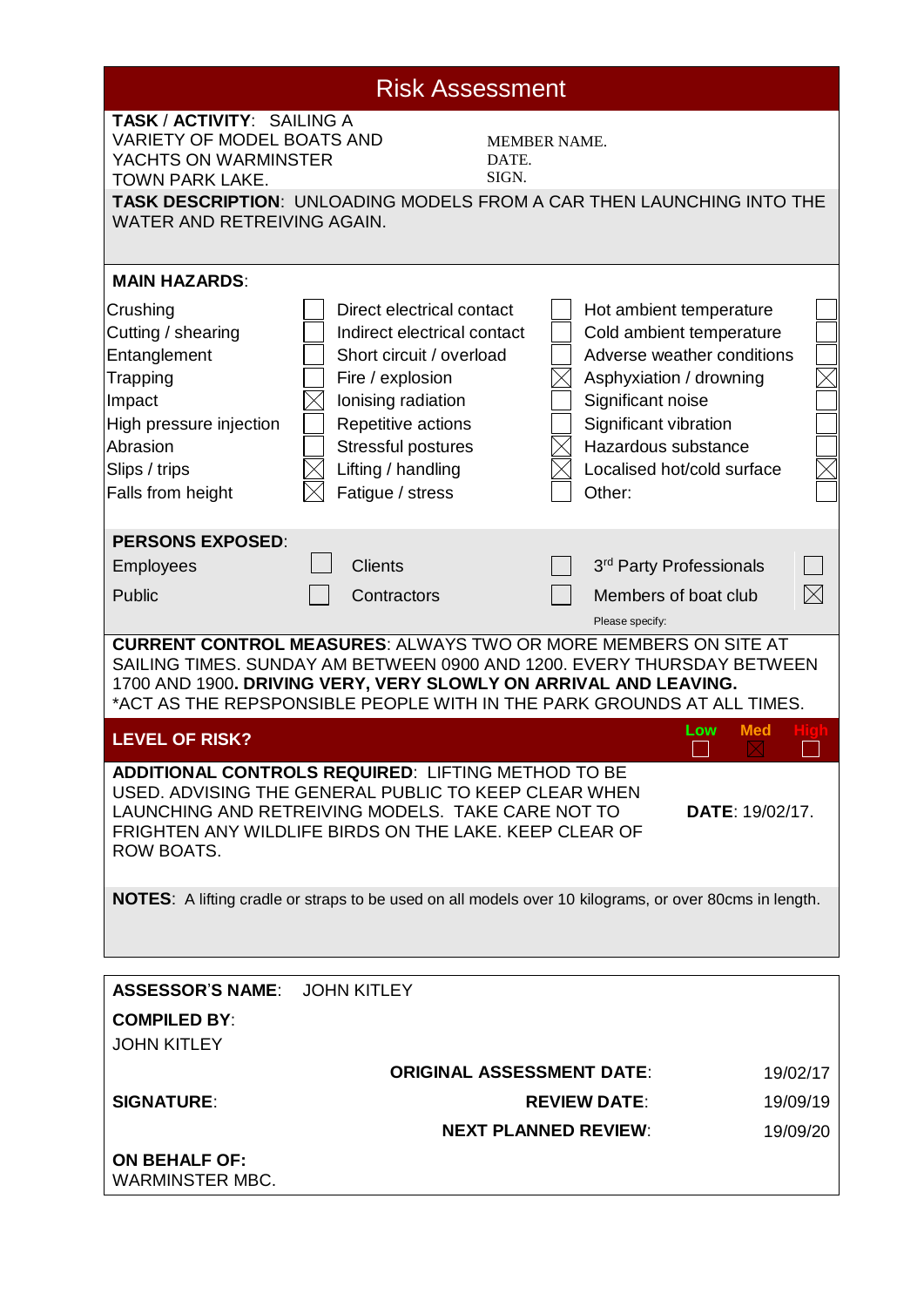# Risk Assessment

**TASK / ACTIVITY**: SAILING A VARIETY OF MODEL BOATS AND YACHTS ON WARMINSTER TOWN PARK LAKE.

MEMBER NAME.
DATE.
SIGN.

**TASK DESCRIPTION**: UNLOADING MODELS FROM A CAR THEN LAUNCHING INTO THE WATER AND RETREIVING AGAIN.

**MAIN HAZARDS**:

| Hazard | | Hazard | | Hazard | |
|---|---|---|---|---|---|
| Crushing | ☐ | Direct electrical contact | ☐ | Hot ambient temperature | ☐ |
| Cutting / shearing | ☐ | Indirect electrical contact | ☐ | Cold ambient temperature | ☐ |
| Entanglement | ☐ | Short circuit / overload | ☐ | Adverse weather conditions | ☐ |
| Trapping | ☐ | Fire / explosion | ☒ | Asphyxiation / drowning | ☒ |
| Impact | ☒ | Ionising radiation | ☐ | Significant noise | ☐ |
| High pressure injection | ☐ | Repetitive actions | ☐ | Significant vibration | ☐ |
| Abrasion | ☐ | Stressful postures | ☒ | Hazardous substance | ☐ |
| Slips / trips | ☒ | Lifting / handling | ☒ | Localised hot/cold surface | ☒ |
| Falls from height | ☒ | Fatigue / stress | ☐ | Other: | ☐ |

**PERSONS EXPOSED**:

| Person | | Person | | Person | |
|---|---|---|---|---|---|
| Employees | ☐ | Clients | ☐ | 3rd Party Professionals | ☐ |
| Public | ☐ | Contractors | ☐ | Members of boat club | ☒ |

Please specify:

**CURRENT CONTROL MEASURES**: ALWAYS TWO OR MORE MEMBERS ON SITE AT SAILING TIMES. SUNDAY AM BETWEEN 0900 AND 1200. EVERY THURSDAY BETWEEN 1700 AND 1900. **DRIVING VERY, VERY SLOWLY ON ARRIVAL AND LEAVING.** *ACT AS THE REPSPONSIBLE PEOPLE WITH IN THE PARK GROUNDS AT ALL TIMES.

**LEVEL OF RISK?** Low ☐ Med ☒ High ☐

**ADDITIONAL CONTROLS REQUIRED**: LIFTING METHOD TO BE USED. ADVISING THE GENERAL PUBLIC TO KEEP CLEAR WHEN LAUNCHING AND RETREIVING MODELS. TAKE CARE NOT TO FRIGHTEN ANY WILDLIFE BIRDS ON THE LAKE. KEEP CLEAR OF ROW BOATS.

**DATE**: 19/02/17.

**NOTES**: A lifting cradle or straps to be used on all models over 10 kilograms, or over 80cms in length.

**ASSESSOR'S NAME**: JOHN KITLEY

**COMPILED BY**:
JOHN KITLEY

**ORIGINAL ASSESSMENT DATE**: 19/02/17

**SIGNATURE**:

**REVIEW DATE**: 19/09/19

**NEXT PLANNED REVIEW**: 19/09/20

**ON BEHALF OF:**
WARMINSTER MBC.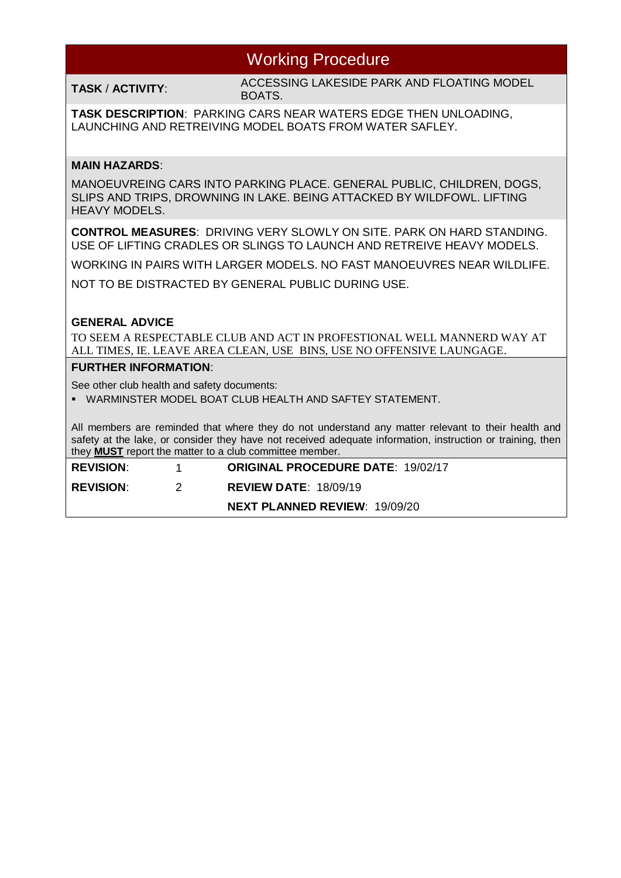# Working Procedure

**TASK** / **ACTIVITY**: ACCESSING LAKESIDE PARK AND FLOATING MODEL BOATS.

**TASK DESCRIPTION**: PARKING CARS NEAR WATERS EDGE THEN UNLOADING, LAUNCHING AND RETREIVING MODEL BOATS FROM WATER SAFLEY.

**MAIN HAZARDS**:

MANOEUVREING CARS INTO PARKING PLACE. GENERAL PUBLIC, CHILDREN, DOGS, SLIPS AND TRIPS, DROWNING IN LAKE. BEING ATTACKED BY WILDFOWL. LIFTING HEAVY MODELS.

**CONTROL MEASURES**: DRIVING VERY SLOWLY ON SITE. PARK ON HARD STANDING. USE OF LIFTING CRADLES OR SLINGS TO LAUNCH AND RETREIVE HEAVY MODELS.

WORKING IN PAIRS WITH LARGER MODELS. NO FAST MANOEUVRES NEAR WILDLIFE.

NOT TO BE DISTRACTED BY GENERAL PUBLIC DURING USE.

**GENERAL ADVICE**

TO SEEM A RESPECTABLE CLUB AND ACT IN PROFESTIONAL WELL MANNERD WAY AT ALL TIMES, IE. LEAVE AREA CLEAN, USE BINS, USE NO OFFENSIVE LAUNGAGE.

**FURTHER INFORMATION**:

See other club health and safety documents:

- WARMINSTER MODEL BOAT CLUB HEALTH AND SAFTEY STATEMENT.

All members are reminded that where they do not understand any matter relevant to their health and safety at the lake, or consider they have not received adequate information, instruction or training, then they **MUST** report the matter to a club committee member.

| | | |
|---|---|---|
| **REVISION**: | 1 | **ORIGINAL PROCEDURE DATE**: 19/02/17 |
| **REVISION**: | 2 | **REVIEW DATE**: 18/09/19 |
| | | **NEXT PLANNED REVIEW**: 19/09/20 |